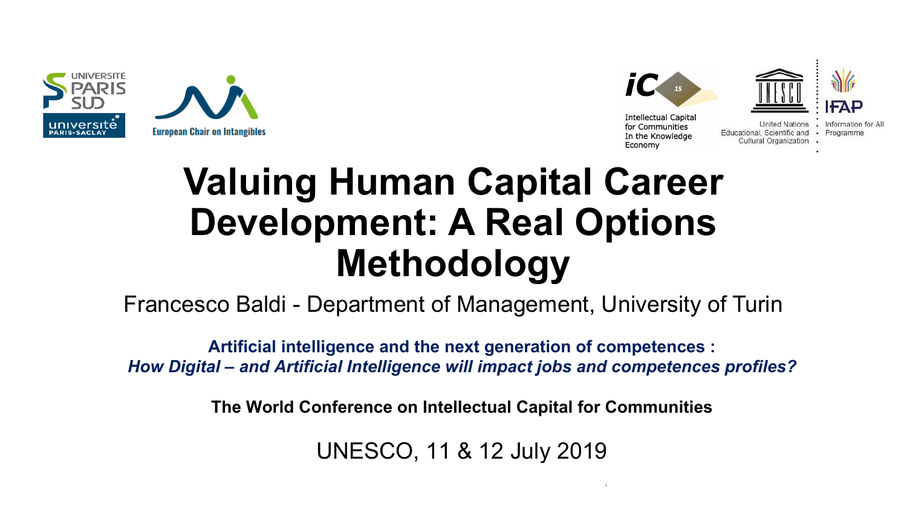UNIVERSITÉ PARIS SUD

université PARIS-SACLAY

European Chair on Intangibles

iC 15 Intellectual Capital for Communities In the Knowledge Economy

United Nations Educational, Scientific and Cultural Organization

IFAP Information for All Programme

# Valuing Human Capital Career Development: A Real Options Methodology

Francesco Baldi - Department of Management, University of Turin

**Artificial intelligence and the next generation of competences :**
***How Digital – and Artificial Intelligence will impact jobs and competences profiles?***

**The World Conference on Intellectual Capital for Communities**

UNESCO, 11 & 12 July 2019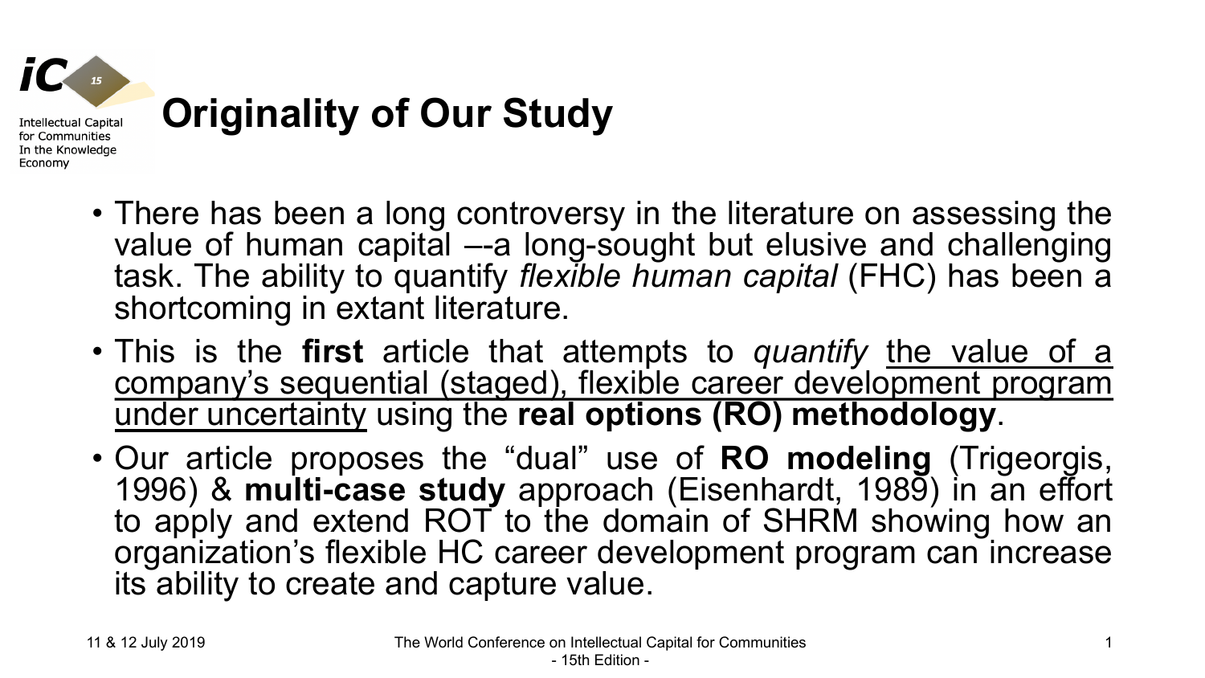# Originality of Our Study

- There has been a long controversy in the literature on assessing the value of human capital –-a long-sought but elusive and challenging task. The ability to quantify *flexible human capital* (FHC) has been a shortcoming in extant literature.
- This is the **first** article that attempts to *quantify* <u>the value of a company's sequential (staged), flexible career development program under uncertainty</u> using the **real options (RO) methodology**.
- Our article proposes the "dual" use of **RO modeling** (Trigeorgis, 1996) & **multi-case study** approach (Eisenhardt, 1989) in an effort to apply and extend ROT to the domain of SHRM showing how an organization's flexible HC career development program can increase its ability to create and capture value.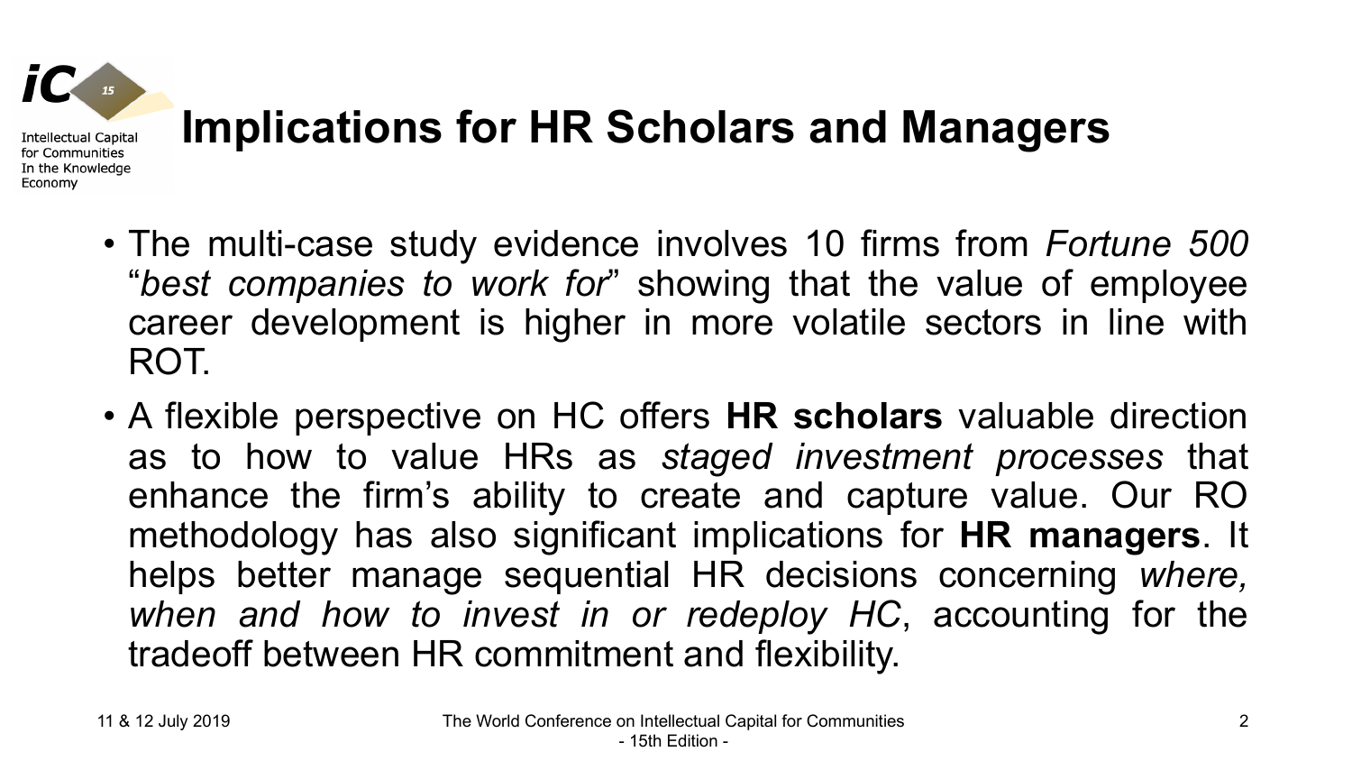# Implications for HR Scholars and Managers

- The multi-case study evidence involves 10 firms from *Fortune 500* "*best companies to work for*" showing that the value of employee career development is higher in more volatile sectors in line with ROT.
- A flexible perspective on HC offers **HR scholars** valuable direction as to how to value HRs as *staged investment processes* that enhance the firm's ability to create and capture value. Our RO methodology has also significant implications for **HR managers**. It helps better manage sequential HR decisions concerning *where, when and how to invest in or redeploy HC*, accounting for the tradeoff between HR commitment and flexibility.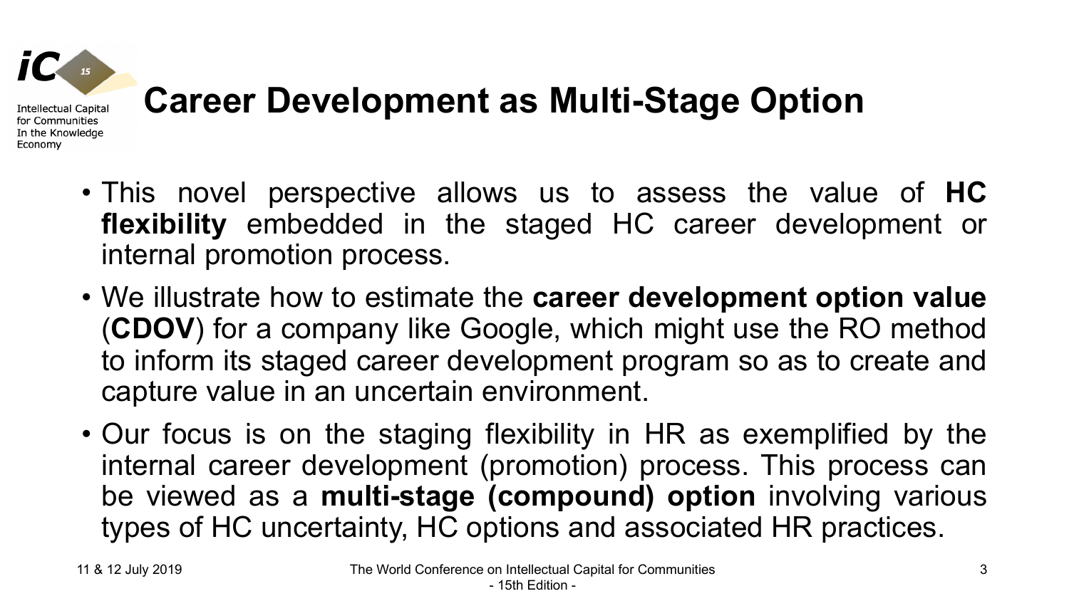# Career Development as Multi-Stage Option

- This novel perspective allows us to assess the value of **HC flexibility** embedded in the staged HC career development or internal promotion process.
- We illustrate how to estimate the **career development option value** (**CDOV**) for a company like Google, which might use the RO method to inform its staged career development program so as to create and capture value in an uncertain environment.
- Our focus is on the staging flexibility in HR as exemplified by the internal career development (promotion) process. This process can be viewed as a **multi-stage (compound) option** involving various types of HC uncertainty, HC options and associated HR practices.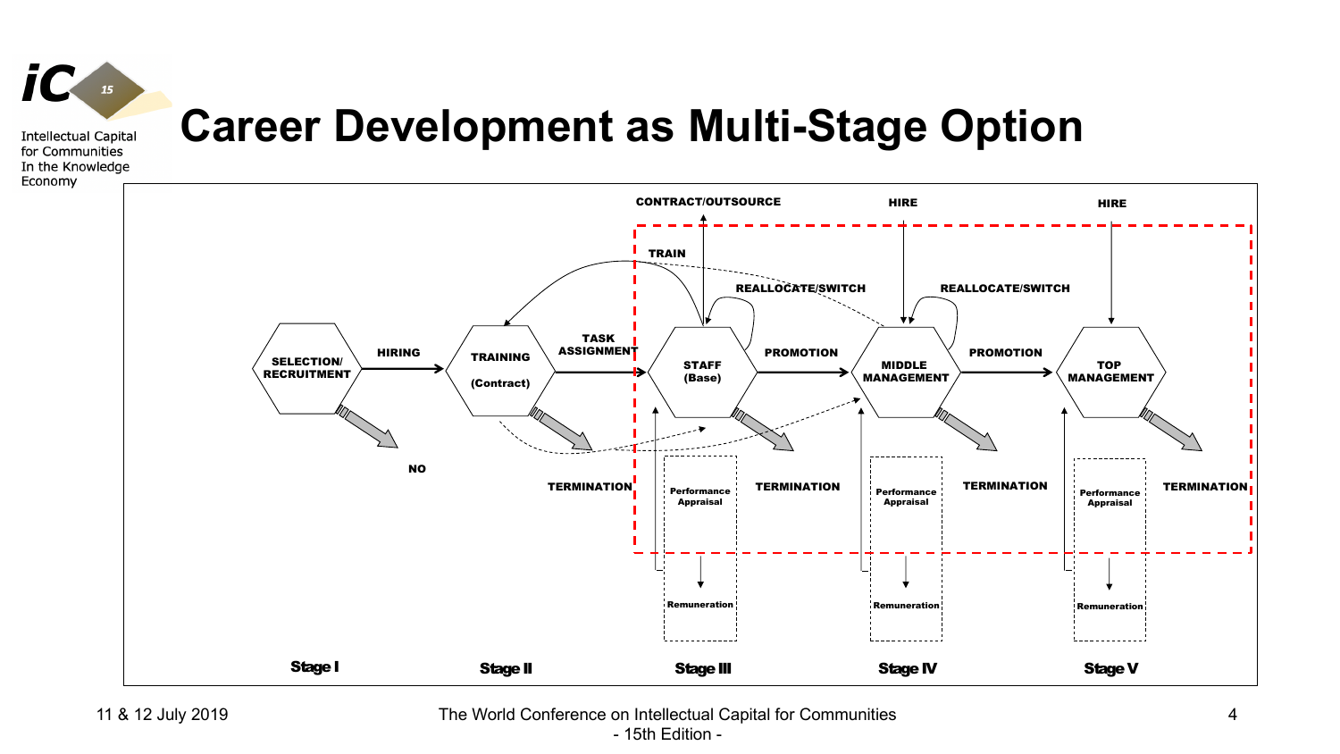# Career Development as Multi-Stage Option

SELECTION/ RECRUITMENT — HIRING → TRAINING (Contract) — TASK ASSIGNMENT → STAFF (Base) — PROMOTION → MIDDLE MANAGEMENT — PROMOTION → TOP MANAGEMENT

CONTRACT/OUTSOURCE

TRAIN

REALLOCATE/SWITCH

HIRE

NO

TERMINATION

Performance Appraisal

Remuneration

Stage I

Stage II

Stage III

Stage IV

Stage V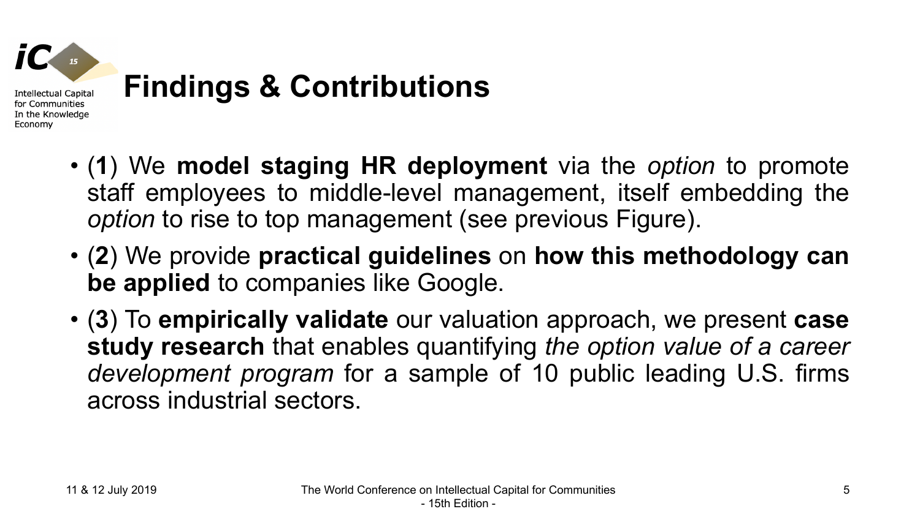# Findings & Contributions

- (**1**) We **model staging HR deployment** via the *option* to promote staff employees to middle-level management, itself embedding the *option* to rise to top management (see previous Figure).
- (**2**) We provide **practical guidelines** on **how this methodology can be applied** to companies like Google.
- (**3**) To **empirically validate** our valuation approach, we present **case study research** that enables quantifying *the option value of a career development program* for a sample of 10 public leading U.S. firms across industrial sectors.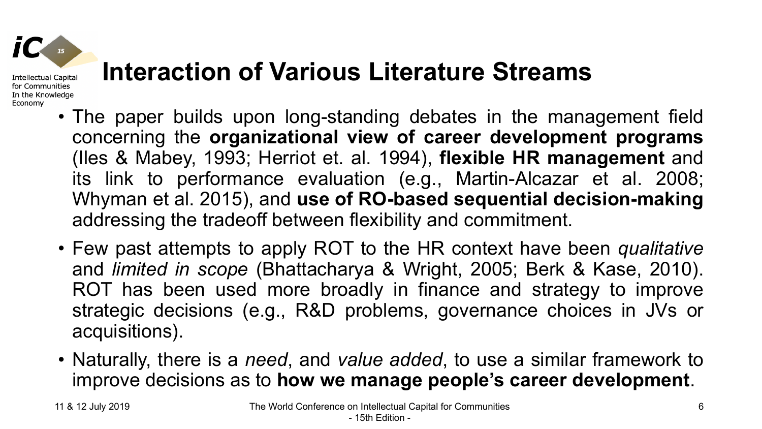# Interaction of Various Literature Streams

- The paper builds upon long-standing debates in the management field concerning the **organizational view of career development programs** (Iles & Mabey, 1993; Herriot et. al. 1994), **flexible HR management** and its link to performance evaluation (e.g., Martin-Alcazar et al. 2008; Whyman et al. 2015), and **use of RO-based sequential decision-making** addressing the tradeoff between flexibility and commitment.
- Few past attempts to apply ROT to the HR context have been *qualitative* and *limited in scope* (Bhattacharya & Wright, 2005; Berk & Kase, 2010). ROT has been used more broadly in finance and strategy to improve strategic decisions (e.g., R&D problems, governance choices in JVs or acquisitions).
- Naturally, there is a *need*, and *value added*, to use a similar framework to improve decisions as to **how we manage people's career development**.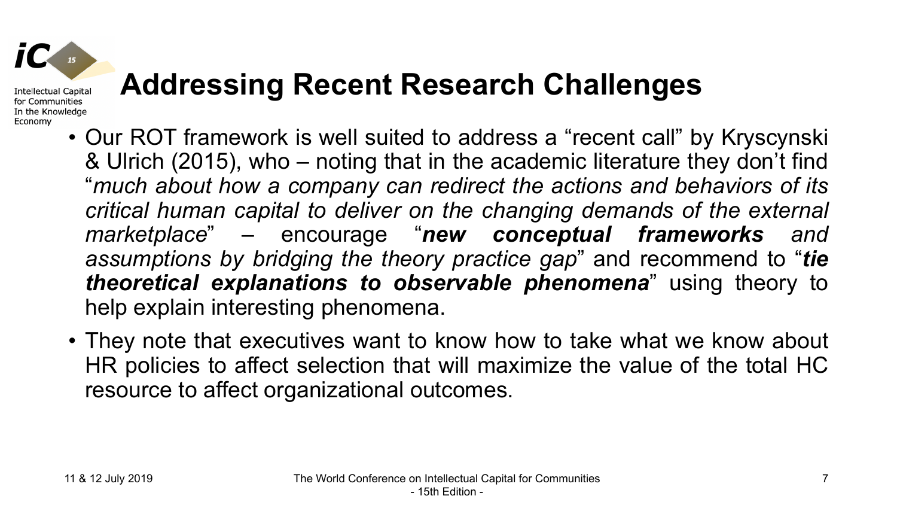# Addressing Recent Research Challenges

- Our ROT framework is well suited to address a "recent call" by Kryscynski & Ulrich (2015), who – noting that in the academic literature they don't find "*much about how a company can redirect the actions and behaviors of its critical human capital to deliver on the changing demands of the external marketplace*" – encourage "***new conceptual frameworks** and assumptions by bridging the theory practice gap*" and recommend to "***tie theoretical explanations to observable phenomena***" using theory to help explain interesting phenomena.
- They note that executives want to know how to take what we know about HR policies to affect selection that will maximize the value of the total HC resource to affect organizational outcomes.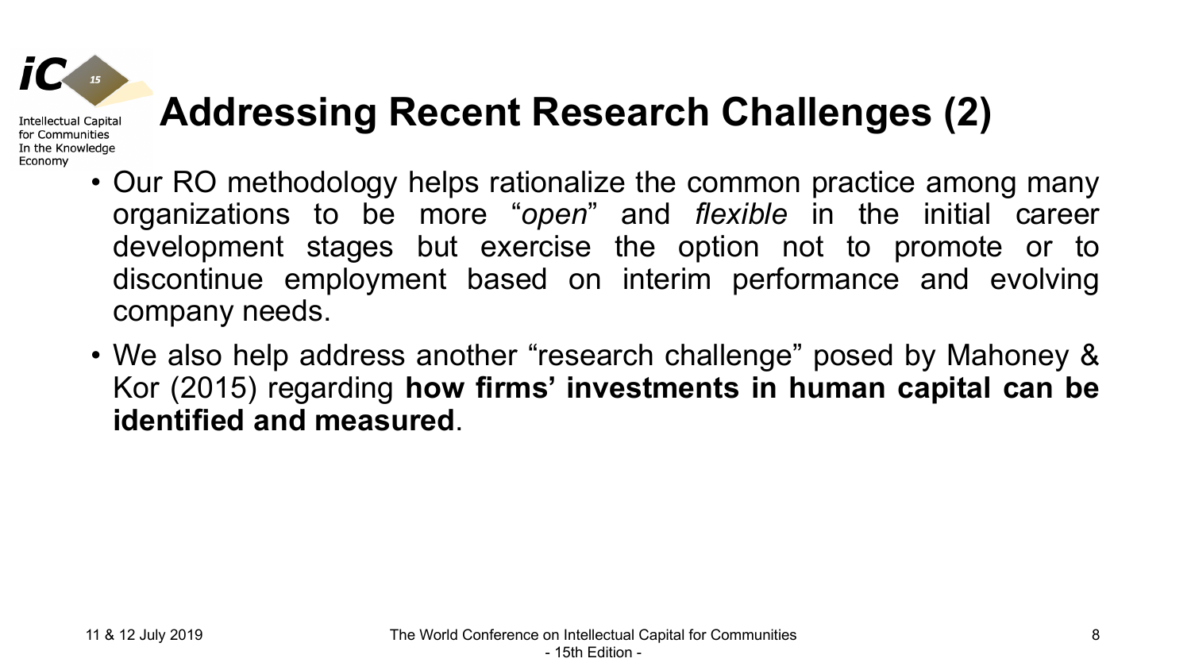# Addressing Recent Research Challenges (2)

- Our RO methodology helps rationalize the common practice among many organizations to be more "*open*" and *flexible* in the initial career development stages but exercise the option not to promote or to discontinue employment based on interim performance and evolving company needs.
- We also help address another "research challenge" posed by Mahoney & Kor (2015) regarding **how firms' investments in human capital can be identified and measured**.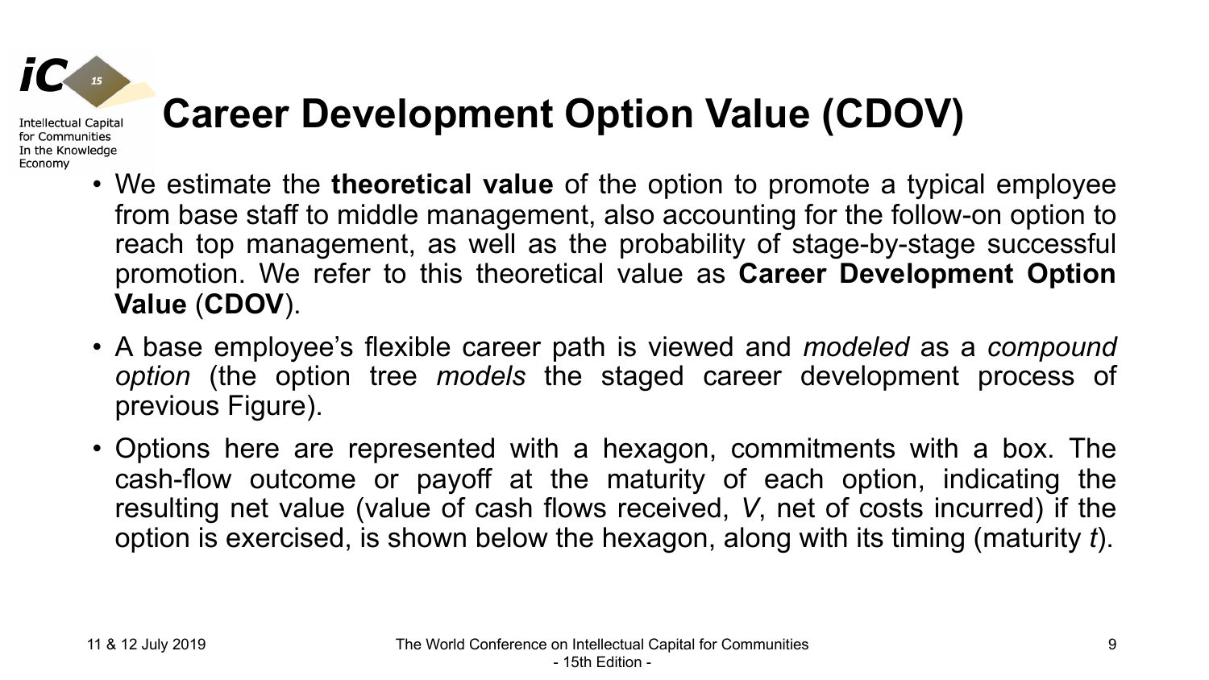# Career Development Option Value (CDOV)

- We estimate the **theoretical value** of the option to promote a typical employee from base staff to middle management, also accounting for the follow-on option to reach top management, as well as the probability of stage-by-stage successful promotion. We refer to this theoretical value as **Career Development Option Value** (**CDOV**).
- A base employee's flexible career path is viewed and *modeled* as a *compound option* (the option tree *models* the staged career development process of previous Figure).
- Options here are represented with a hexagon, commitments with a box. The cash-flow outcome or payoff at the maturity of each option, indicating the resulting net value (value of cash flows received, $V$, net of costs incurred) if the option is exercised, is shown below the hexagon, along with its timing (maturity $t$).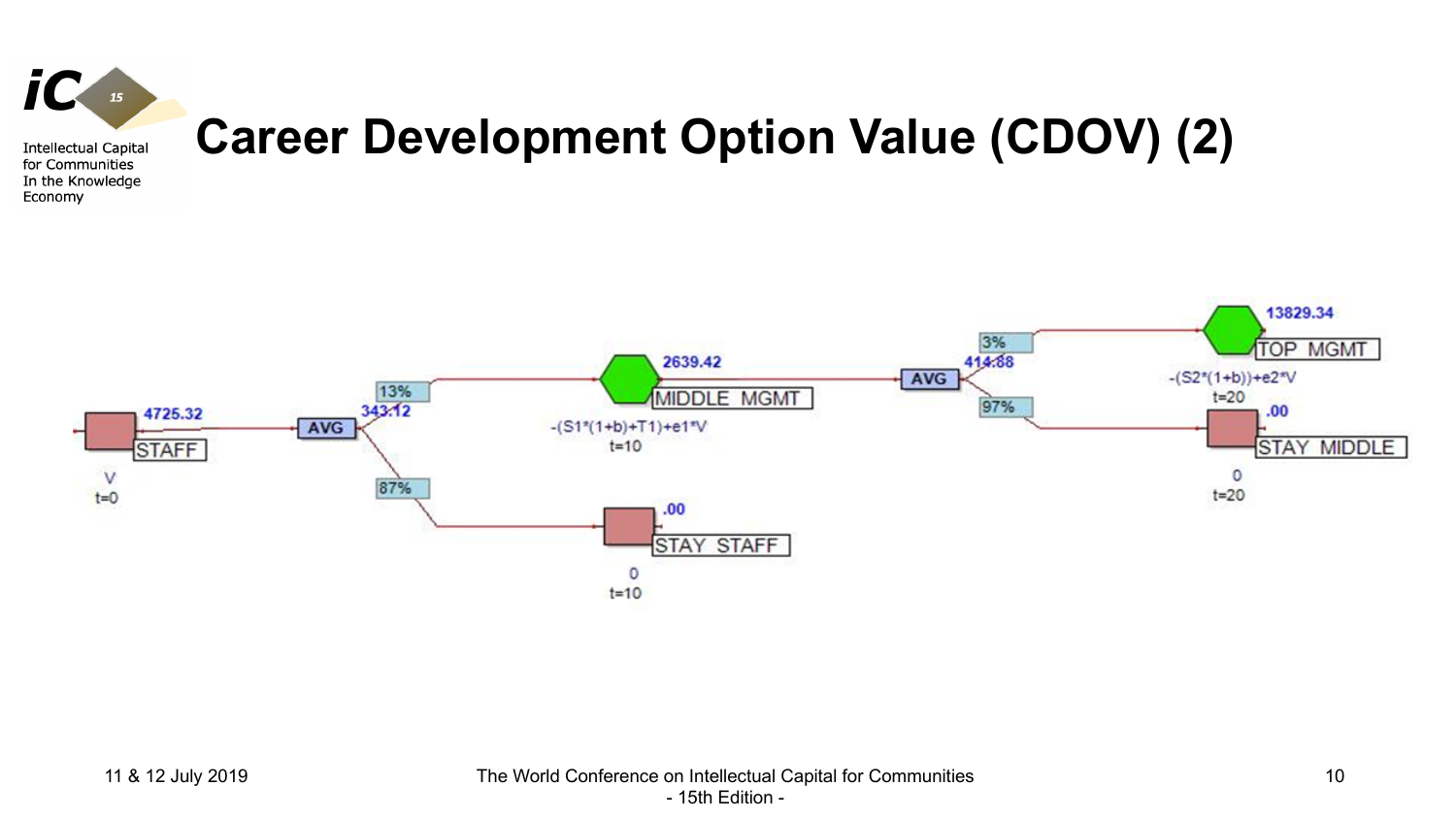# Career Development Option Value (CDOV) (2)

STAFF — 4725.32 — V — t=0

AVG — 343.12

- 13% → MIDDLE MGMT — 2639.42 — $-(S1*(1+b)+T1)+e1*V$ — t=10
  - AVG — 414.88
    - 3% → TOP MGMT — 13829.34 — $-(S2*(1+b))+e2*V$ — t=20
    - 97% → STAY MIDDLE — .00 — 0 — t=20
- 87% → STAY STAFF — .00 — 0 — t=10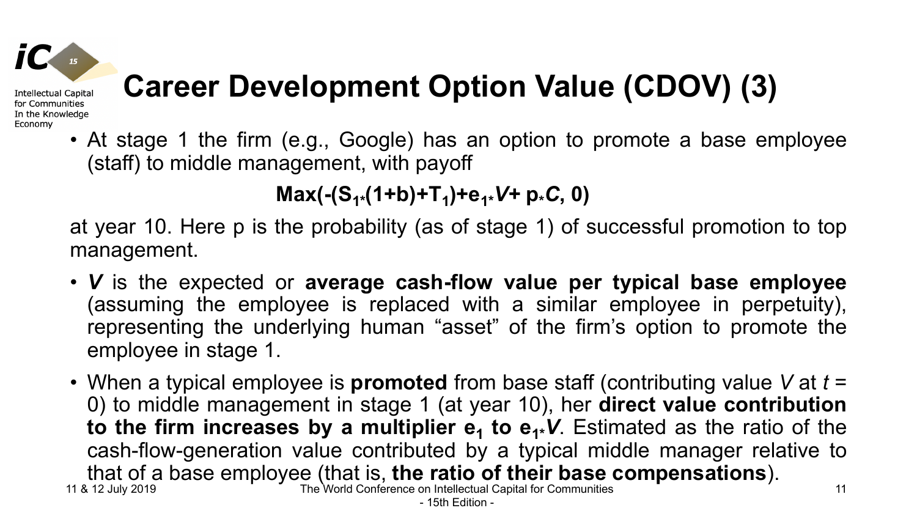# Career Development Option Value (CDOV) (3)

- At stage 1 the firm (e.g., Google) has an option to promote a base employee (staff) to middle management, with payoff

$$\mathbf{Max(-(S_{1*}(1+b)+T_1)+e_{1*}\mathit{V}+ p_*\mathit{C}, 0)}$$

at year 10. Here p is the probability (as of stage 1) of successful promotion to top management.

- ***V*** is the expected or **average cash-flow value per typical base employee** (assuming the employee is replaced with a similar employee in perpetuity), representing the underlying human "asset" of the firm's option to promote the employee in stage 1.
- When a typical employee is **promoted** from base staff (contributing value $V$ at $t$ = 0) to middle management in stage 1 (at year 10), her **direct value contribution to the firm increases by a multiplier $e_1$ to $e_{1*}V$**. Estimated as the ratio of the cash-flow-generation value contributed by a typical middle manager relative to that of a base employee (that is, **the ratio of their base compensations**).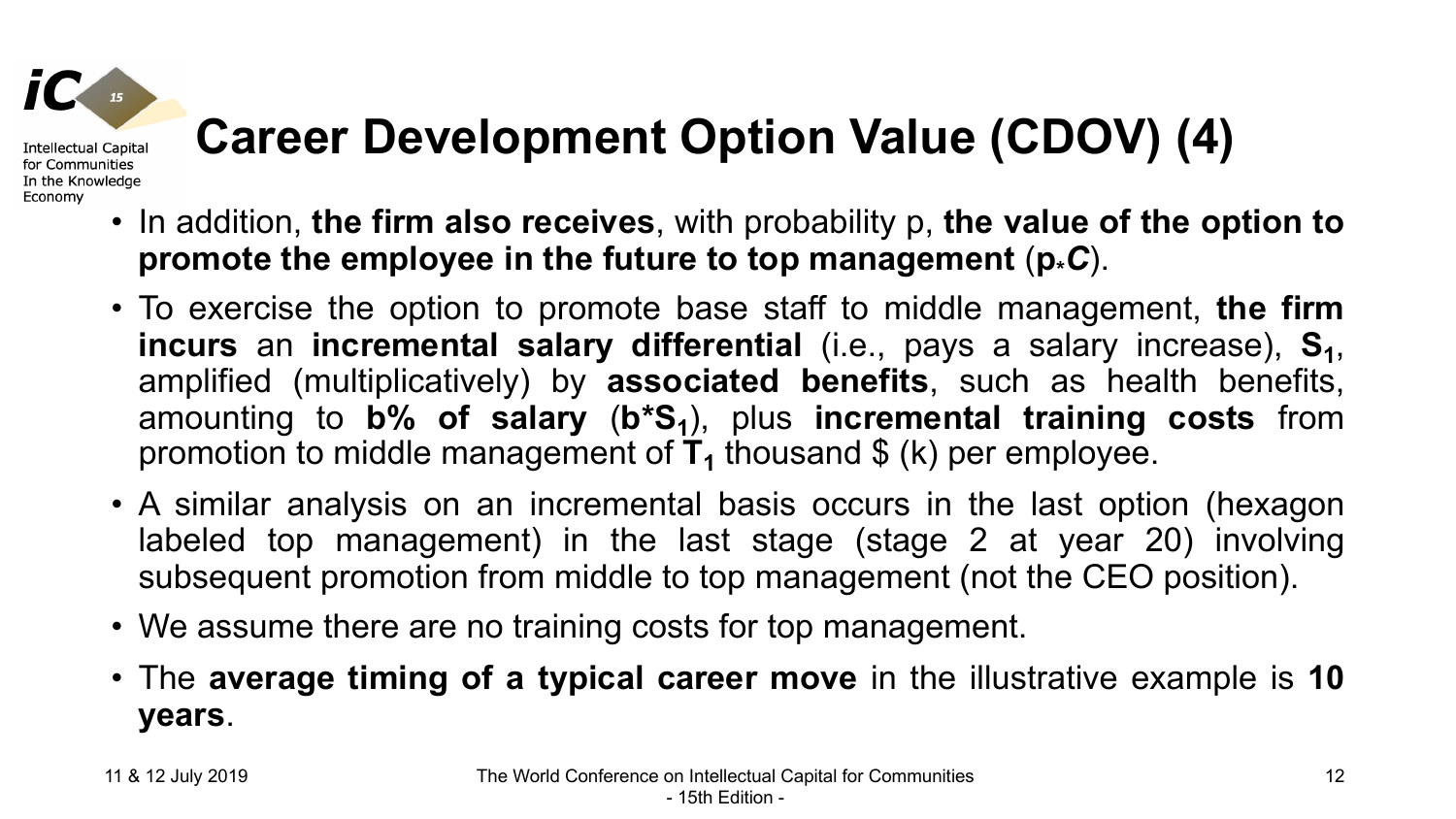# Career Development Option Value (CDOV) (4)

- In addition, **the firm also receives**, with probability p, **the value of the option to promote the employee in the future to top management** ($p_* C$).
- To exercise the option to promote base staff to middle management, **the firm incurs** an **incremental salary differential** (i.e., pays a salary increase), $\mathbf{S_1}$, amplified (multiplicatively) by **associated benefits**, such as health benefits, amounting to **b% of salary** ($\mathbf{b^*S_1}$), plus **incremental training costs** from promotion to middle management of $\mathbf{T_1}$ thousand $ (k) per employee.
- A similar analysis on an incremental basis occurs in the last option (hexagon labeled top management) in the last stage (stage 2 at year 20) involving subsequent promotion from middle to top management (not the CEO position).
- We assume there are no training costs for top management.
- The **average timing of a typical career move** in the illustrative example is **10 years**.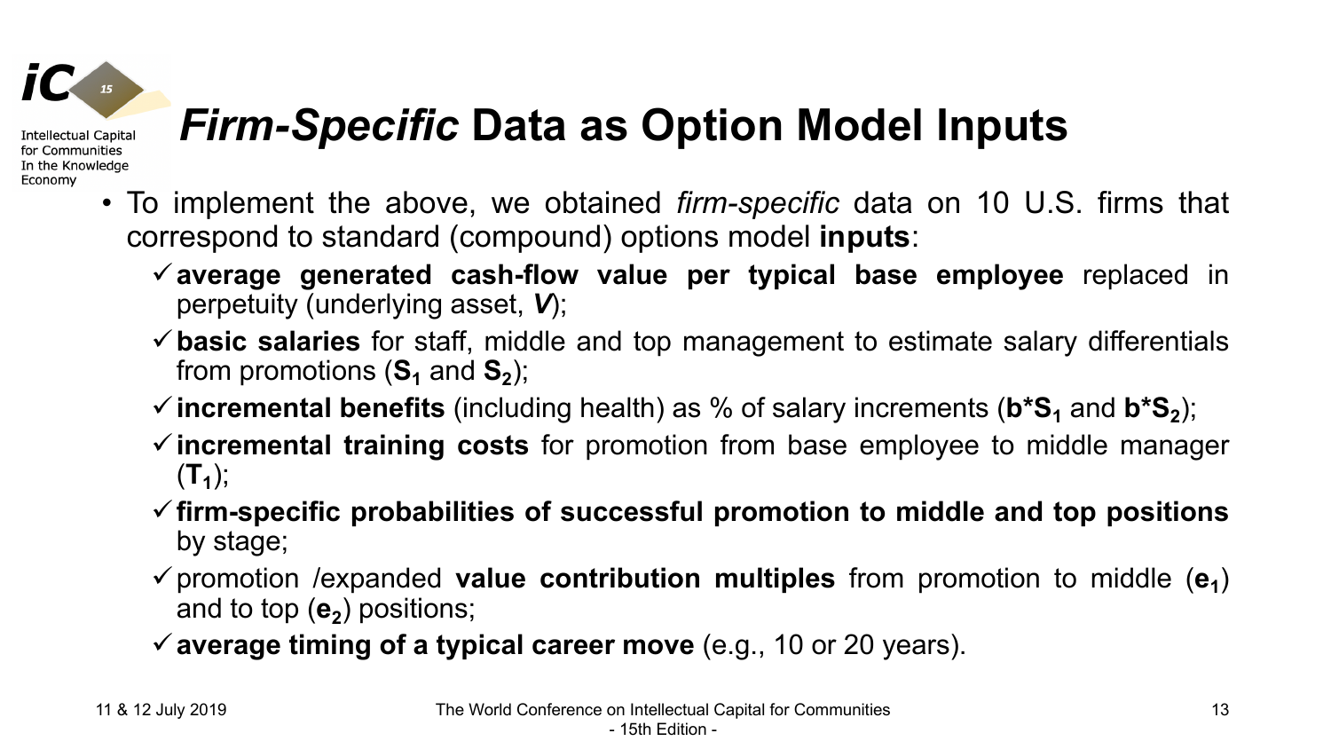# *Firm-Specific* Data as Option Model Inputs

- To implement the above, we obtained *firm-specific* data on 10 U.S. firms that correspond to standard (compound) options model **inputs**:
  - ✓ **average generated cash-flow value per typical base employee** replaced in perpetuity (underlying asset, $V$);
  - ✓ **basic salaries** for staff, middle and top management to estimate salary differentials from promotions ($S_1$ and $S_2$);
  - ✓ **incremental benefits** (including health) as % of salary increments ($b*S_1$ and $b*S_2$);
  - ✓ **incremental training costs** for promotion from base employee to middle manager ($T_1$);
  - ✓ **firm-specific probabilities of successful promotion to middle and top positions** by stage;
  - ✓ promotion /expanded **value contribution multiples** from promotion to middle ($e_1$) and to top ($e_2$) positions;
  - ✓ **average timing of a typical career move** (e.g., 10 or 20 years).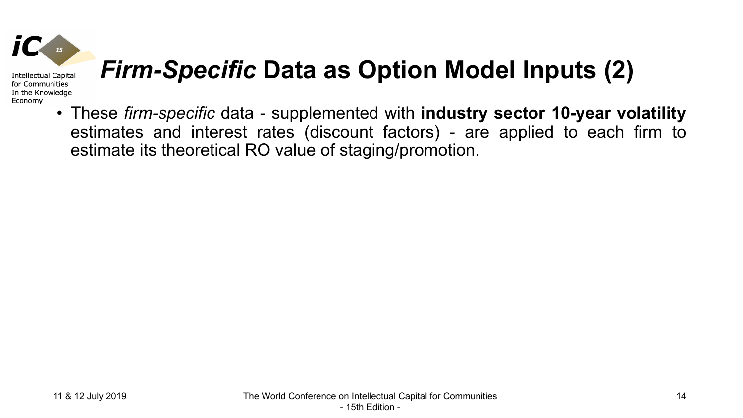# *Firm-Specific* Data as Option Model Inputs (2)

- These *firm-specific* data - supplemented with **industry sector 10-year volatility** estimates and interest rates (discount factors) - are applied to each firm to estimate its theoretical RO value of staging/promotion.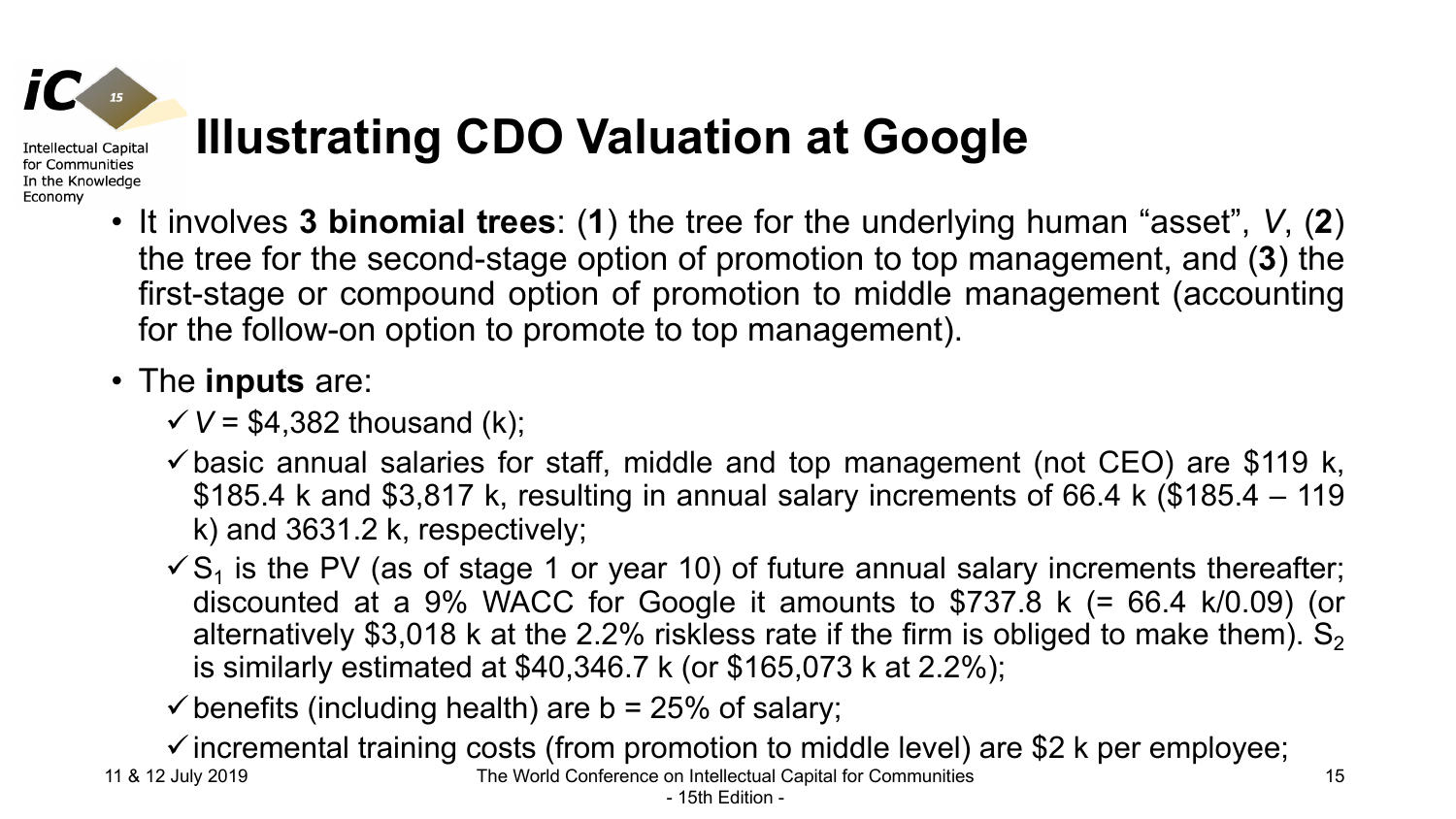# Illustrating CDO Valuation at Google

- It involves **3 binomial trees**: (**1**) the tree for the underlying human "asset", *V*, (**2**) the tree for the second-stage option of promotion to top management, and (**3**) the first-stage or compound option of promotion to middle management (accounting for the follow-on option to promote to top management).
- The **inputs** are:
  - ✓ $V$ = \$4,382 thousand (k);
  - ✓ basic annual salaries for staff, middle and top management (not CEO) are \$119 k, \$185.4 k and \$3,817 k, resulting in annual salary increments of 66.4 k (\$185.4 – 119 k) and 3631.2 k, respectively;
  - ✓ $S_1$ is the PV (as of stage 1 or year 10) of future annual salary increments thereafter; discounted at a 9% WACC for Google it amounts to \$737.8 k (= 66.4 k/0.09) (or alternatively \$3,018 k at the 2.2% riskless rate if the firm is obliged to make them). $S_2$ is similarly estimated at \$40,346.7 k (or \$165,073 k at 2.2%);
  - ✓ benefits (including health) are b = 25% of salary;
  - ✓ incremental training costs (from promotion to middle level) are \$2 k per employee;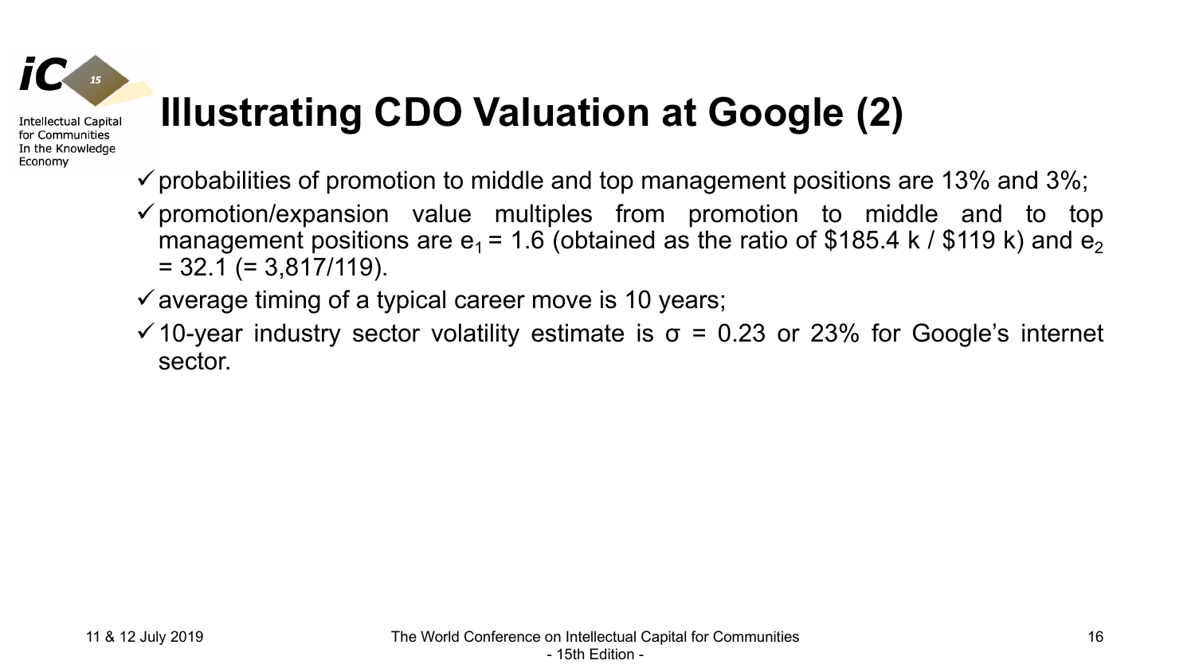# Illustrating CDO Valuation at Google (2)

- ✓ probabilities of promotion to middle and top management positions are 13% and 3%;
- ✓ promotion/expansion value multiples from promotion to middle and to top management positions are $e_1 = 1.6$ (obtained as the ratio of \$185.4 k / \$119 k) and $e_2 = 32.1$ (= 3,817/119).
- ✓ average timing of a typical career move is 10 years;
- ✓ 10-year industry sector volatility estimate is $\sigma = 0.23$ or 23% for Google's internet sector.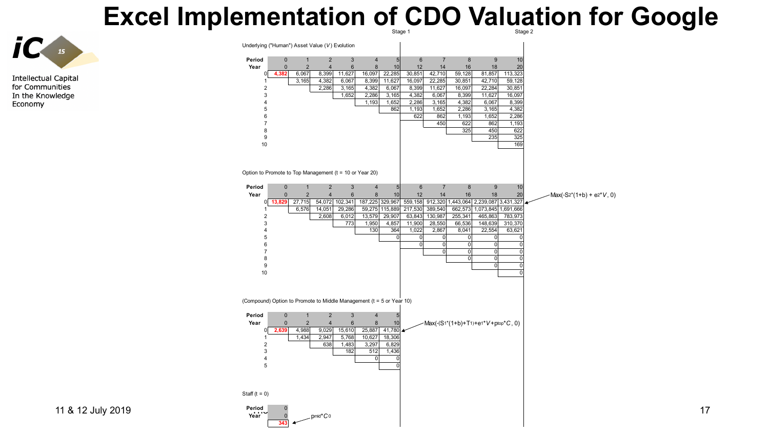# Excel Implementation of CDO Valuation for Google

Stage 1 | Stage 2

Underlying ("Human") Asset Value ($V$) Evolution

| Period | 0 | 1 | 2 | 3 | 4 | 5 | 6 | 7 | 8 | 9 | 10 |
|---|---|---|---|---|---|---|---|---|---|---|---|
| Year | 0 | 2 | 4 | 6 | 8 | 10 | 12 | 14 | 16 | 18 | 20 |
| 0 | **4,382** | 6,067 | 8,399 | 11,627 | 16,097 | 22,285 | 30,851 | 42,710 | 59,128 | 81,857 | 113,323 |
| 1 | | 3,165 | 4,382 | 6,067 | 8,399 | 11,627 | 16,097 | 22,285 | 30,851 | 42,710 | 59,128 |
| 2 | | | 2,286 | 3,165 | 4,382 | 6,067 | 8,399 | 11,627 | 16,097 | 22,284 | 30,851 |
| 3 | | | | 1,652 | 2,286 | 3,165 | 4,382 | 6,067 | 8,399 | 11,627 | 16,097 |
| 4 | | | | | 1,193 | 1,652 | 2,286 | 3,165 | 4,382 | 6,067 | 8,399 |
| 5 | | | | | | 862 | 1,193 | 1,652 | 2,286 | 3,165 | 4,382 |
| 6 | | | | | | | 622 | 862 | 1,193 | 1,652 | 2,286 |
| 7 | | | | | | | | 450 | 622 | 862 | 1,193 |
| 8 | | | | | | | | | 325 | 450 | 622 |
| 9 | | | | | | | | | | 235 | 325 |
| 10 | | | | | | | | | | | 169 |

Option to Promote to Top Management (t = 10 or Year 20)

| Period | 0 | 1 | 2 | 3 | 4 | 5 | 6 | 7 | 8 | 9 | 10 |
|---|---|---|---|---|---|---|---|---|---|---|---|
| Year | 0 | 2 | 4 | 6 | 8 | 10 | 12 | 14 | 16 | 18 | 20 |
| 0 | **13,829** | 27,715 | 54,072 | 102,341 | 187,225 | 329,967 | 559,158 | 912,320 | 1,443,064 | 2,239,087 | 3,431,327 |
| 1 | | 6,576 | 14,051 | 29,286 | 59,275 | 115,889 | 217,530 | 389,540 | 662,573 | 1,073,845 | 1,691,666 |
| 2 | | | 2,608 | 6,012 | 13,579 | 29,907 | 63,843 | 130,987 | 255,341 | 465,863 | 783,973 |
| 3 | | | | 773 | 1,950 | 4,857 | 11,900 | 28,550 | 66,536 | 148,639 | 310,370 |
| 4 | | | | | 130 | 364 | 1,022 | 2,867 | 8,041 | 22,554 | 63,621 |
| 5 | | | | | | 0 | 0 | 0 | 0 | 0 | 0 |
| 6 | | | | | | | 0 | 0 | 0 | 0 | 0 |
| 7 | | | | | | | | 0 | 0 | 0 | 0 |
| 8 | | | | | | | | | 0 | 0 | 0 |
| 9 | | | | | | | | | | 0 | 0 |
| 10 | | | | | | | | | | | 0 |

$\text{Max}(-S_2{*}(1{+}b) + e_2{*}V, 0)$

(Compound) Option to Promote to Middle Management (t = 5 or Year 10)

| Period | 0 | 1 | 2 | 3 | 4 | 5 |
|---|---|---|---|---|---|---|
| Year | 0 | 2 | 4 | 6 | 8 | 10 |
| 0 | **2,639** | 4,988 | 9,029 | 15,610 | 25,887 | 41,780 |
| 1 | | 1,434 | 2,947 | 5,768 | 10,627 | 18,306 |
| 2 | | | 638 | 1,483 | 3,297 | 6,829 |
| 3 | | | | 182 | 512 | 1,436 |
| 4 | | | | | 0 | 0 |
| 5 | | | | | | 0 |

$\text{Max}(-(S_1{*}(1{+}b){+}T_1){+}e_1{*}V{+}p_{top}{*}C, 0)$

Staff (t = 0)

| Period | 0 |
|---|---|
| Year | 0 |
| | **343** |

$p_{mid}{*}C_0$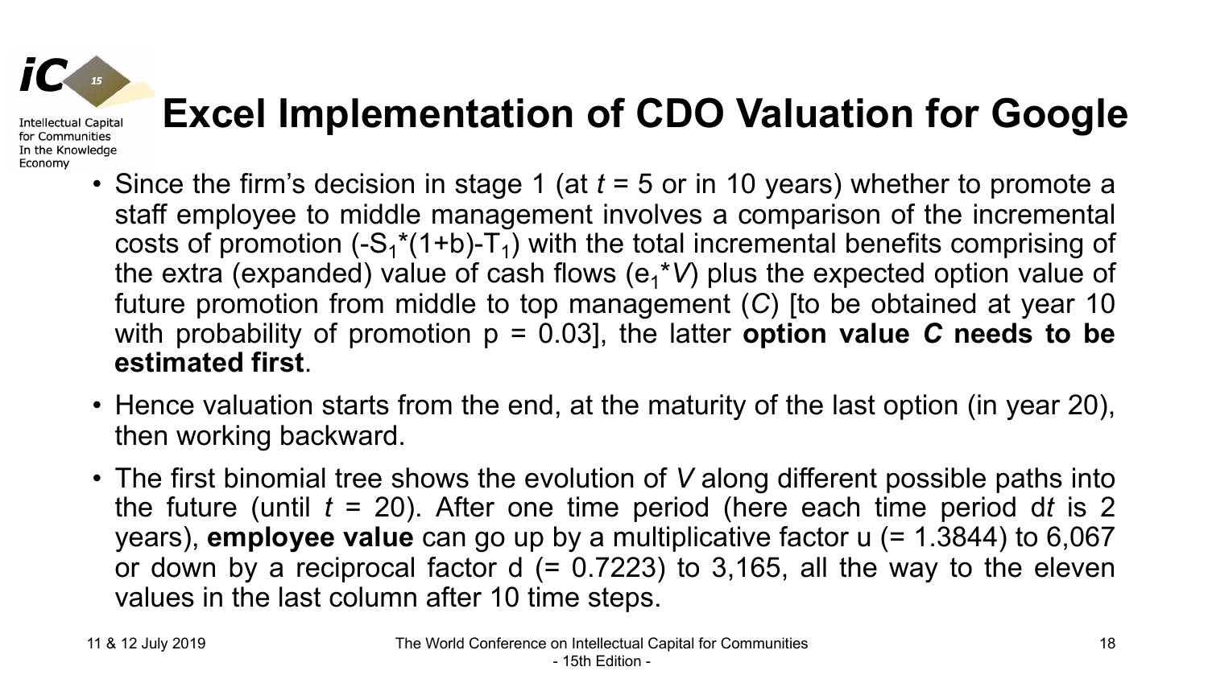# Excel Implementation of CDO Valuation for Google

- Since the firm's decision in stage 1 (at $t$ = 5 or in 10 years) whether to promote a staff employee to middle management involves a comparison of the incremental costs of promotion ($-S_1*(1+b)-T_1$) with the total incremental benefits comprising of the extra (expanded) value of cash flows ($e_1*V$) plus the expected option value of future promotion from middle to top management ($C$) [to be obtained at year 10 with probability of promotion p = 0.03], the latter **option value *C* needs to be estimated first**.
- Hence valuation starts from the end, at the maturity of the last option (in year 20), then working backward.
- The first binomial tree shows the evolution of $V$ along different possible paths into the future (until $t$ = 20). After one time period (here each time period d$t$ is 2 years), **employee value** can go up by a multiplicative factor u (= 1.3844) to 6,067 or down by a reciprocal factor d (= 0.7223) to 3,165, all the way to the eleven values in the last column after 10 time steps.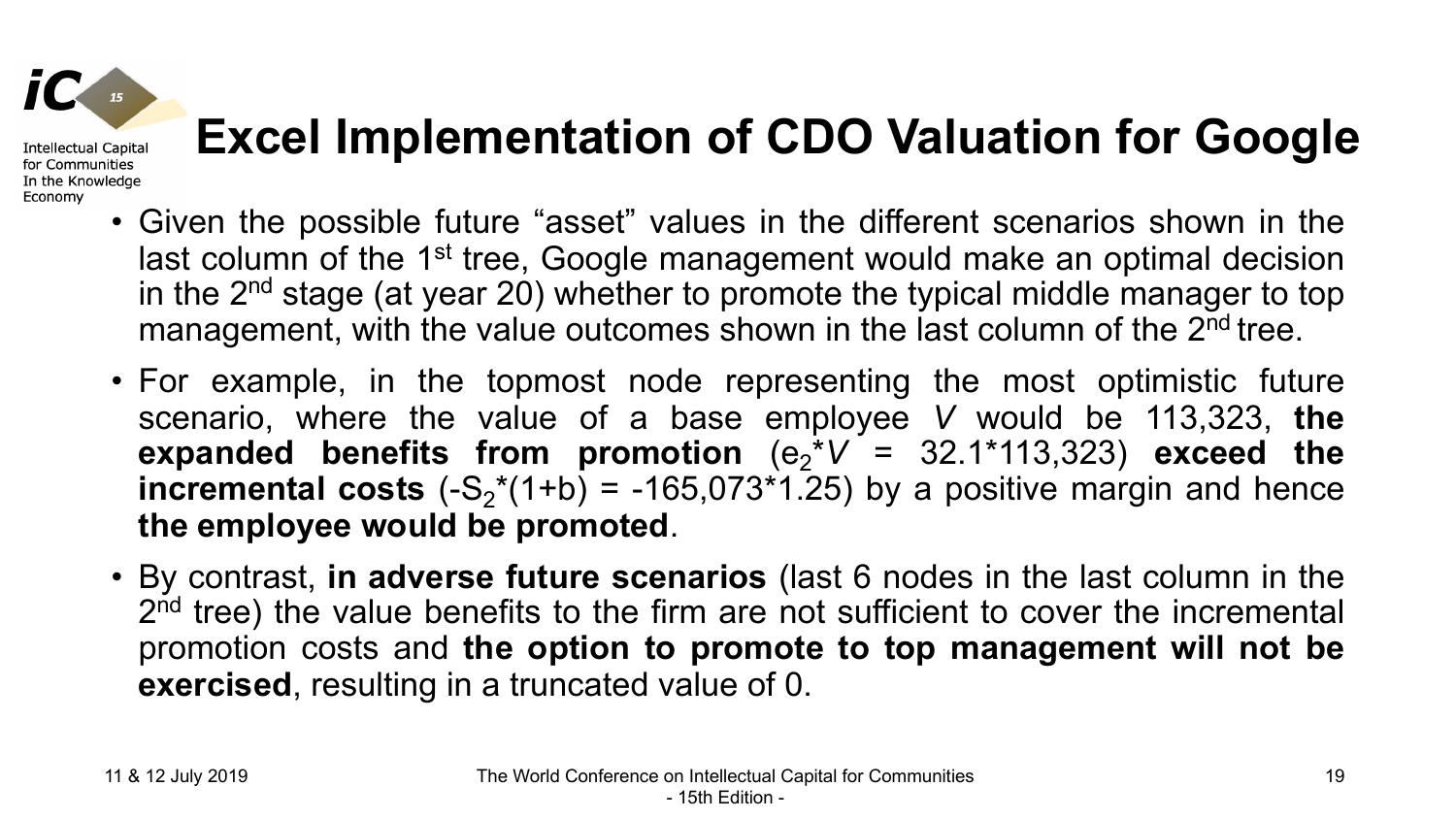# Excel Implementation of CDO Valuation for Google

- Given the possible future "asset" values in the different scenarios shown in the last column of the 1st tree, Google management would make an optimal decision in the 2nd stage (at year 20) whether to promote the typical middle manager to top management, with the value outcomes shown in the last column of the 2nd tree.
- For example, in the topmost node representing the most optimistic future scenario, where the value of a base employee $V$ would be 113,323, **the expanded benefits from promotion** ($e_2 * V$ = 32.1*113,323) **exceed the incremental costs** ($-S_2 * (1+b)$ = -165,073*1.25) by a positive margin and hence **the employee would be promoted**.
- By contrast, **in adverse future scenarios** (last 6 nodes in the last column in the 2nd tree) the value benefits to the firm are not sufficient to cover the incremental promotion costs and **the option to promote to top management will not be exercised**, resulting in a truncated value of 0.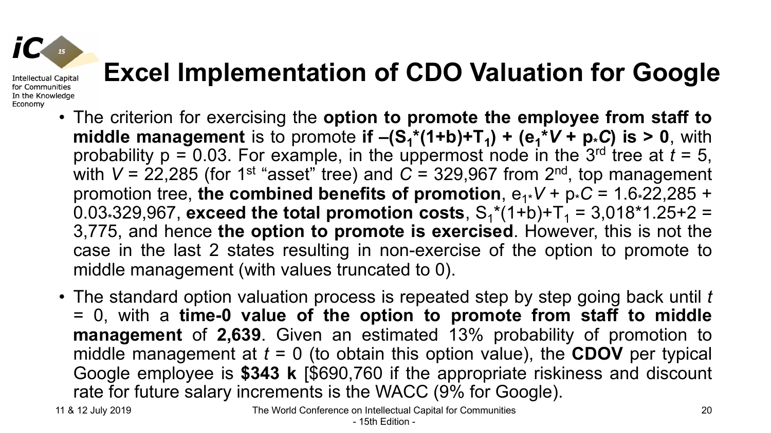# Excel Implementation of CDO Valuation for Google

- The criterion for exercising the **option to promote the employee from staff to middle management** is to promote **if $-(S_1*(1+b)+T_1) + (e_1*V + p_*C)$ is > 0**, with probability p = 0.03. For example, in the uppermost node in the 3[rd] tree at $t = 5$, with $V = 22{,}285$ (for 1[st] "asset" tree) and $C = 329{,}967$ from 2[nd], top management promotion tree, **the combined benefits of promotion**, $e_{1*}V + p_*C = 1.6_*22{,}285 + 0.03_*329{,}967$, **exceed the total promotion costs**, $S_1*(1+b)+T_1 = 3{,}018*1.25+2 = 3{,}775$, and hence **the option to promote is exercised**. However, this is not the case in the last 2 states resulting in non-exercise of the option to promote to middle management (with values truncated to 0).
- The standard option valuation process is repeated step by step going back until $t = 0$, with a **time-0 value of the option to promote from staff to middle management** of **2,639**. Given an estimated 13% probability of promotion to middle management at $t = 0$ (to obtain this option value), the **CDOV** per typical Google employee is **$343 k** [$690,760 if the appropriate riskiness and discount rate for future salary increments is the WACC (9% for Google).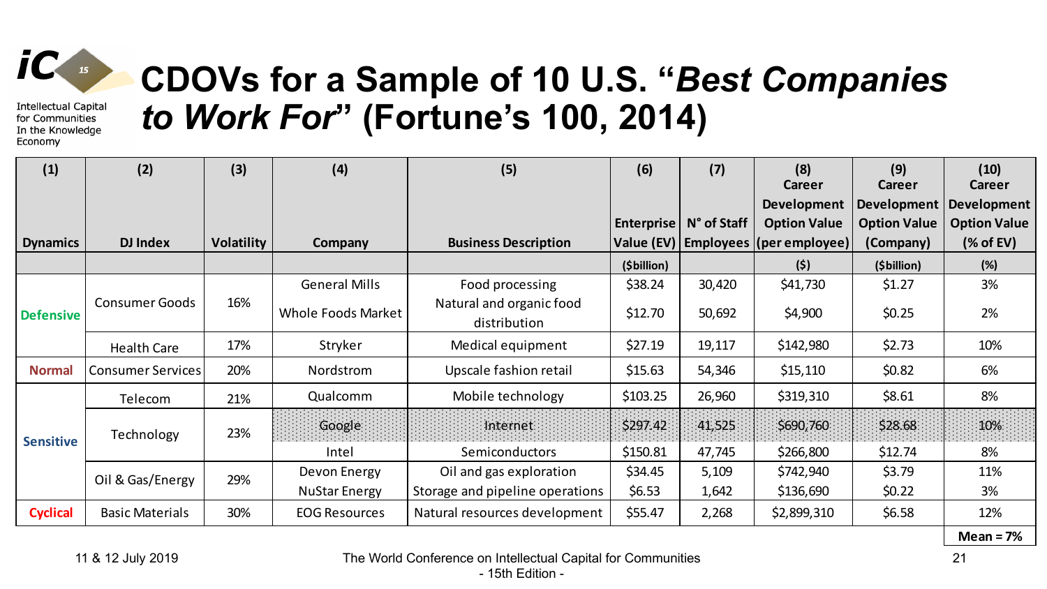# CDOVs for a Sample of 10 U.S. "*Best Companies to Work For*" (Fortune's 100, 2014)

| (1) Dynamics | (2) DJ Index | (3) Volatility | (4) Company | (5) Business Description | (6) Enterprise Value (EV) | (7) N° of Staff Employees | (8) Career Development Option Value (per employee) | (9) Career Development Option Value (Company) | (10) Career Development Option Value (% of EV) |
|---|---|---|---|---|---|---|---|---|---|
| | | | | | ($billion) | | ($) | ($billion) | (%) |
| Defensive | Consumer Goods | 16% | General Mills | Food processing | $38.24 | 30,420 | $41,730 | $1.27 | 3% |
| | | | Whole Foods Market | Natural and organic food distribution | $12.70 | 50,692 | $4,900 | $0.25 | 2% |
| | Health Care | 17% | Stryker | Medical equipment | $27.19 | 19,117 | $142,980 | $2.73 | 10% |
| Normal | Consumer Services | 20% | Nordstrom | Upscale fashion retail | $15.63 | 54,346 | $15,110 | $0.82 | 6% |
| Sensitive | Telecom | 21% | Qualcomm | Mobile technology | $103.25 | 26,960 | $319,310 | $8.61 | 8% |
| | Technology | 23% | Google | Internet | $297.42 | 41,525 | $690,760 | $28.68 | 10% |
| | | | Intel | Semiconductors | $150.81 | 47,745 | $266,800 | $12.74 | 8% |
| | Oil & Gas/Energy | 29% | Devon Energy | Oil and gas exploration | $34.45 | 5,109 | $742,940 | $3.79 | 11% |
| | | | NuStar Energy | Storage and pipeline operations | $6.53 | 1,642 | $136,690 | $0.22 | 3% |
| Cyclical | Basic Materials | 30% | EOG Resources | Natural resources development | $55.47 | 2,268 | $2,899,310 | $6.58 | 12% |
| | | | | | | | | | **Mean = 7%** |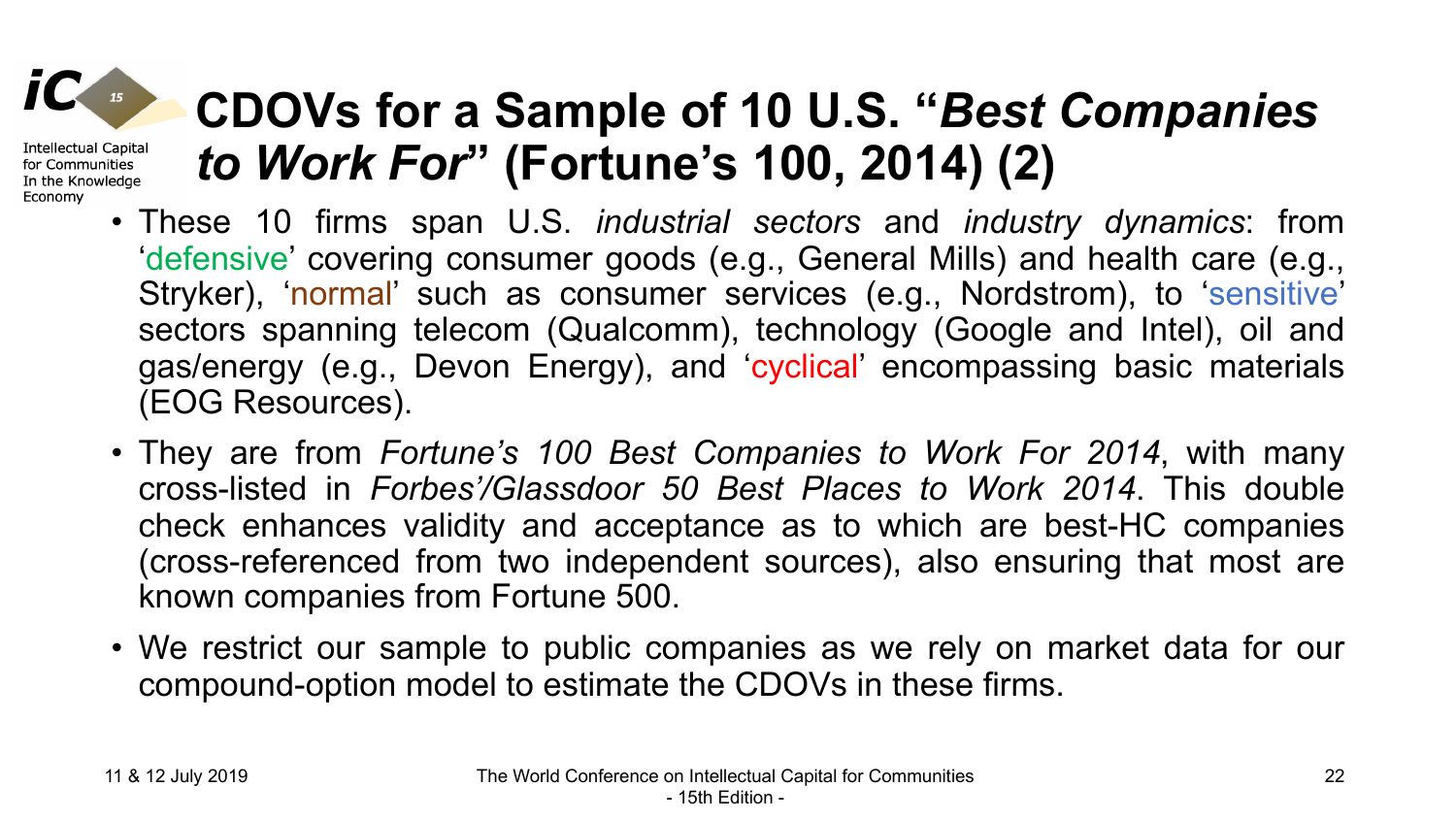# CDOVs for a Sample of 10 U.S. "*Best Companies to Work For*" (Fortune's 100, 2014) (2)

- These 10 firms span U.S. *industrial sectors* and *industry dynamics*: from 'defensive' covering consumer goods (e.g., General Mills) and health care (e.g., Stryker), 'normal' such as consumer services (e.g., Nordstrom), to 'sensitive' sectors spanning telecom (Qualcomm), technology (Google and Intel), oil and gas/energy (e.g., Devon Energy), and 'cyclical' encompassing basic materials (EOG Resources).
- They are from *Fortune's 100 Best Companies to Work For 2014*, with many cross-listed in *Forbes'/Glassdoor 50 Best Places to Work 2014*. This double check enhances validity and acceptance as to which are best-HC companies (cross-referenced from two independent sources), also ensuring that most are known companies from Fortune 500.
- We restrict our sample to public companies as we rely on market data for our compound-option model to estimate the CDOVs in these firms.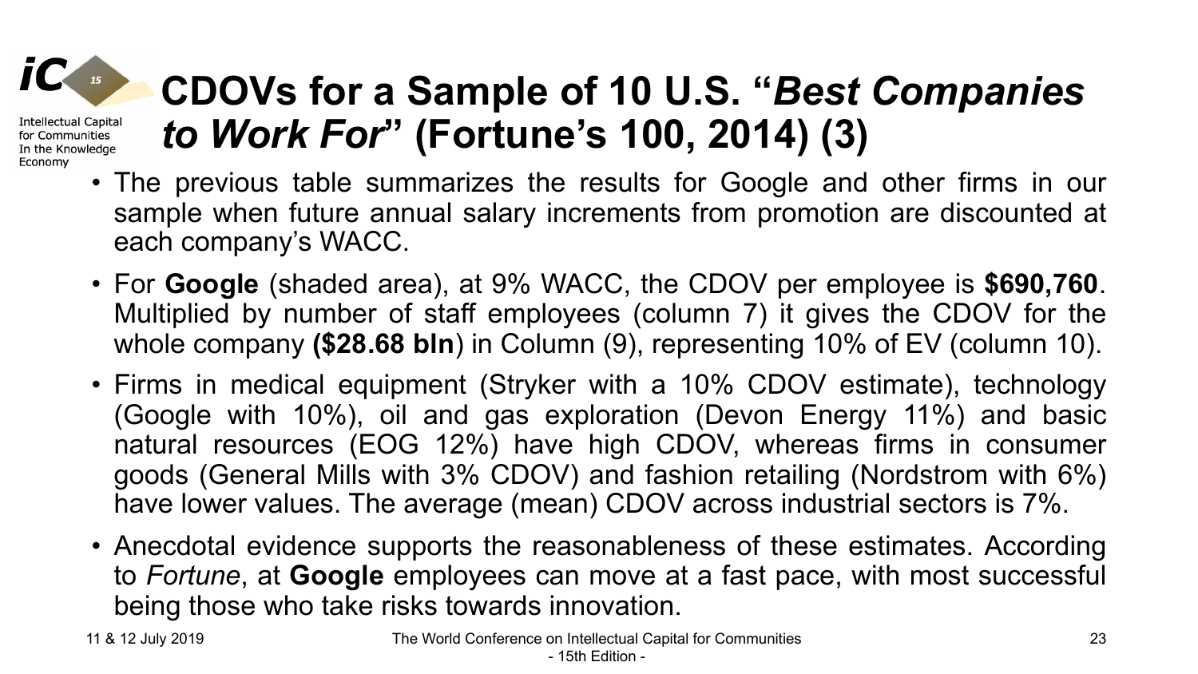# CDOVs for a Sample of 10 U.S. "*Best Companies to Work For*" (Fortune's 100, 2014) (3)

- The previous table summarizes the results for Google and other firms in our sample when future annual salary increments from promotion are discounted at each company's WACC.
- For **Google** (shaded area), at 9% WACC, the CDOV per employee is **$690,760**. Multiplied by number of staff employees (column 7) it gives the CDOV for the whole company **($28.68 bln**) in Column (9), representing 10% of EV (column 10).
- Firms in medical equipment (Stryker with a 10% CDOV estimate), technology (Google with 10%), oil and gas exploration (Devon Energy 11%) and basic natural resources (EOG 12%) have high CDOV, whereas firms in consumer goods (General Mills with 3% CDOV) and fashion retailing (Nordstrom with 6%) have lower values. The average (mean) CDOV across industrial sectors is 7%.
- Anecdotal evidence supports the reasonableness of these estimates. According to *Fortune*, at **Google** employees can move at a fast pace, with most successful being those who take risks towards innovation.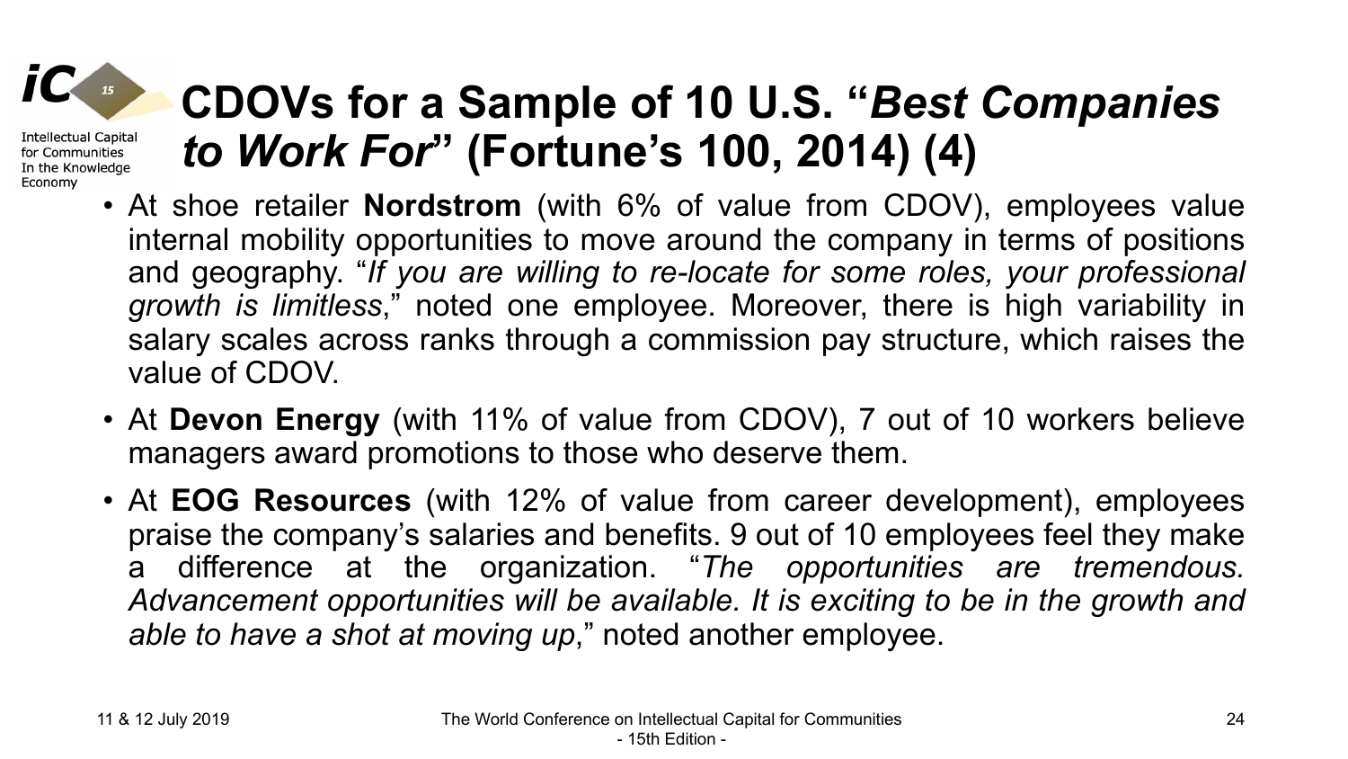# CDOVs for a Sample of 10 U.S. "*Best Companies to Work For*" (Fortune's 100, 2014) (4)

- At shoe retailer **Nordstrom** (with 6% of value from CDOV), employees value internal mobility opportunities to move around the company in terms of positions and geography. "*If you are willing to re-locate for some roles, your professional growth is limitless*," noted one employee. Moreover, there is high variability in salary scales across ranks through a commission pay structure, which raises the value of CDOV.
- At **Devon Energy** (with 11% of value from CDOV), 7 out of 10 workers believe managers award promotions to those who deserve them.
- At **EOG Resources** (with 12% of value from career development), employees praise the company's salaries and benefits. 9 out of 10 employees feel they make a difference at the organization. "*The opportunities are tremendous. Advancement opportunities will be available. It is exciting to be in the growth and able to have a shot at moving up*," noted another employee.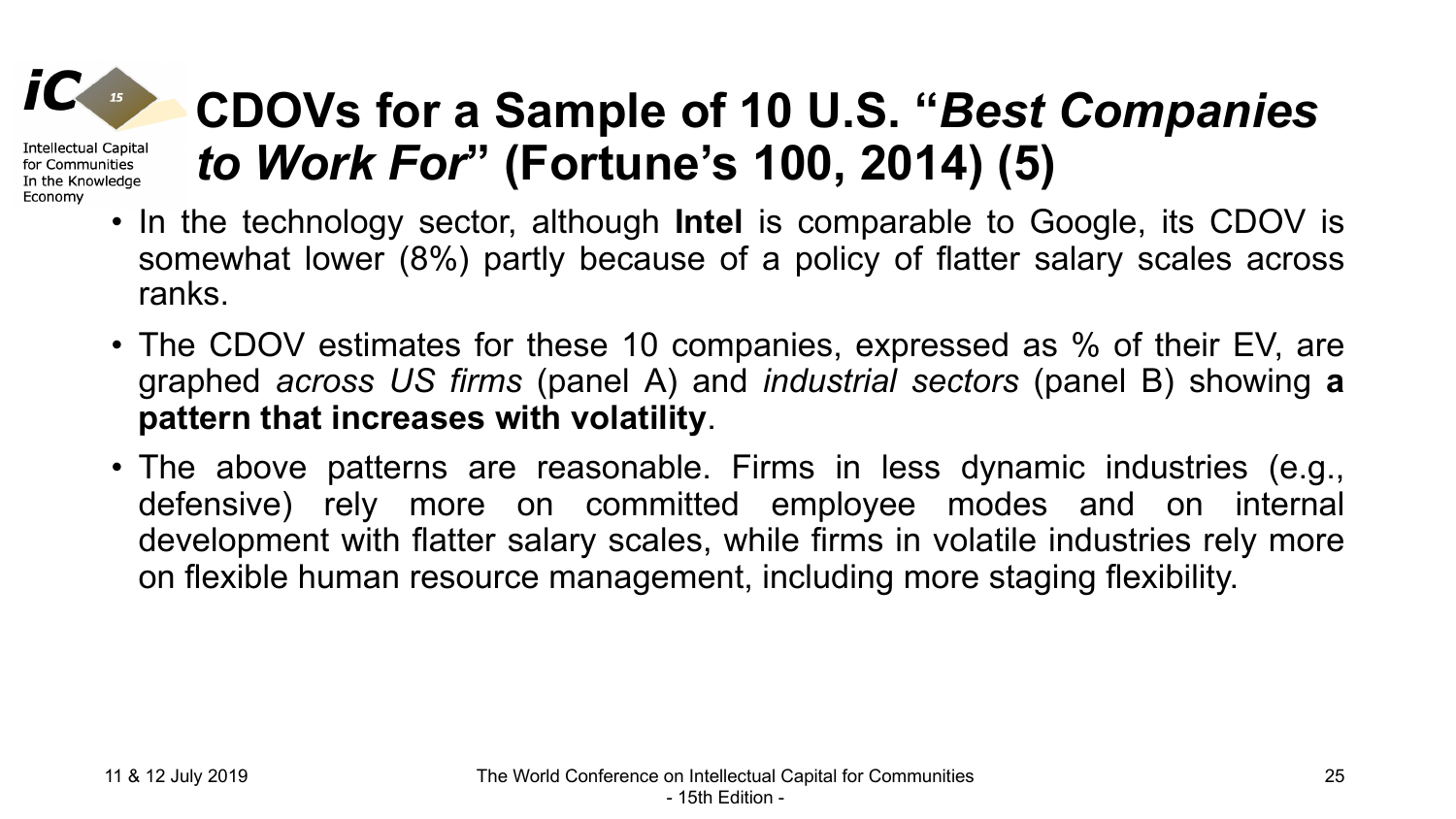# CDOVs for a Sample of 10 U.S. "*Best Companies to Work For*" (Fortune's 100, 2014) (5)

- In the technology sector, although **Intel** is comparable to Google, its CDOV is somewhat lower (8%) partly because of a policy of flatter salary scales across ranks.
- The CDOV estimates for these 10 companies, expressed as % of their EV, are graphed *across US firms* (panel A) and *industrial sectors* (panel B) showing **a pattern that increases with volatility**.
- The above patterns are reasonable. Firms in less dynamic industries (e.g., defensive) rely more on committed employee modes and on internal development with flatter salary scales, while firms in volatile industries rely more on flexible human resource management, including more staging flexibility.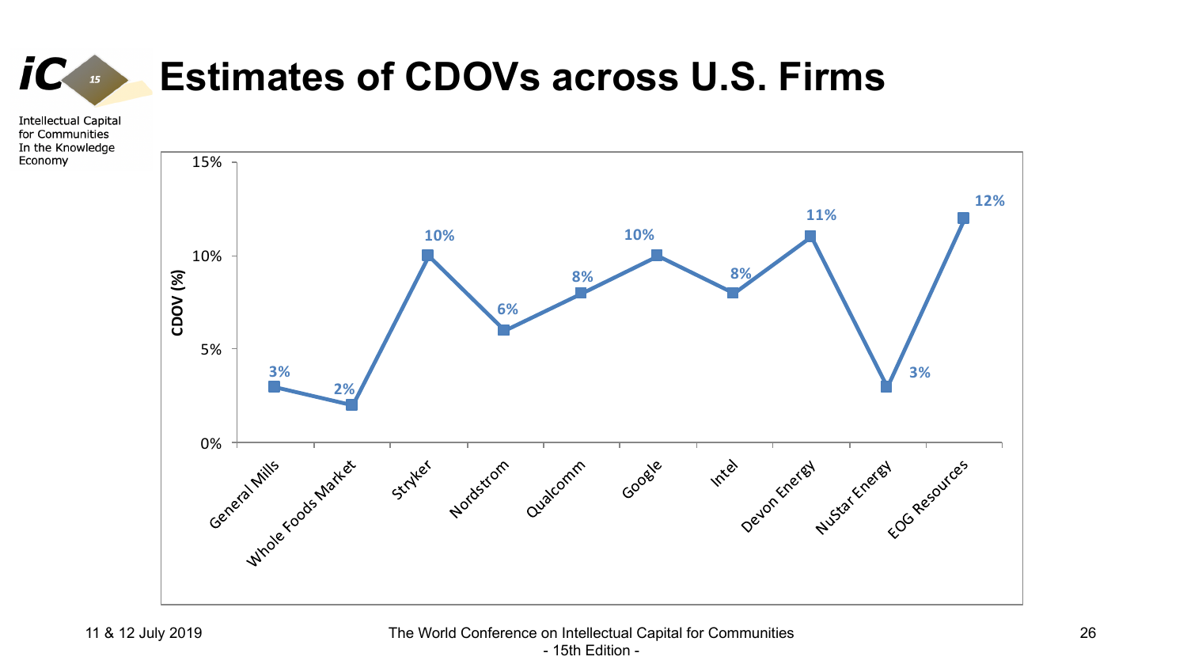# Estimates of CDOVs across U.S. Firms

| Firm | CDOV (%) |
|---|---|
| General Mills | 3% |
| Whole Foods Market | 2% |
| Stryker | 10% |
| Nordstrom | 6% |
| Qualcomm | 8% |
| Google | 10% |
| Intel | 8% |
| Devon Energy | 11% |
| NuStar Energy | 3% |
| EOG Resources | 12% |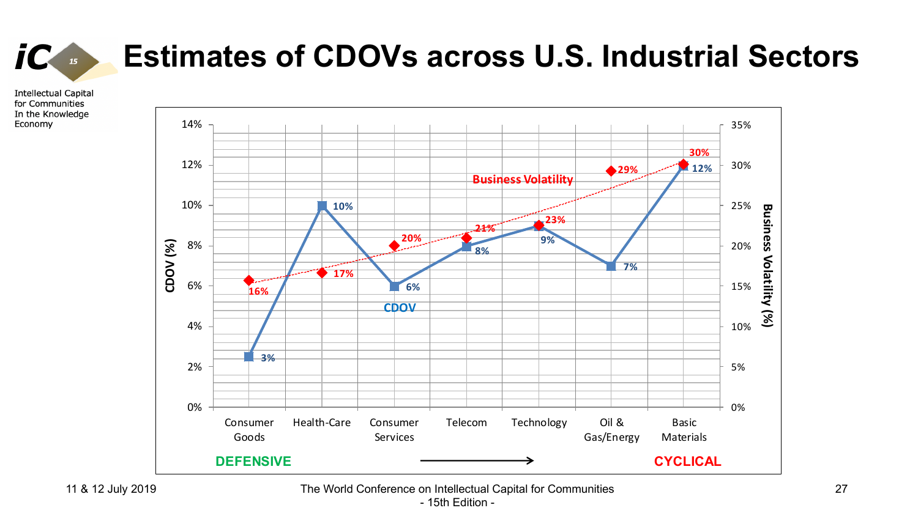# Estimates of CDOVs across U.S. Industrial Sectors

| Sector | CDOV (%) | Business Volatility (%) |
| --- | --- | --- |
| Consumer Goods | 3% | 16% |
| Health-Care | 10% | 17% |
| Consumer Services | 6% | 20% |
| Telecom | 8% | 21% |
| Technology | 9% | 23% |
| Oil & Gas/Energy | 7% | 29% |
| Basic Materials | 12% | 30% |

**DEFENSIVE** → **CYCLICAL**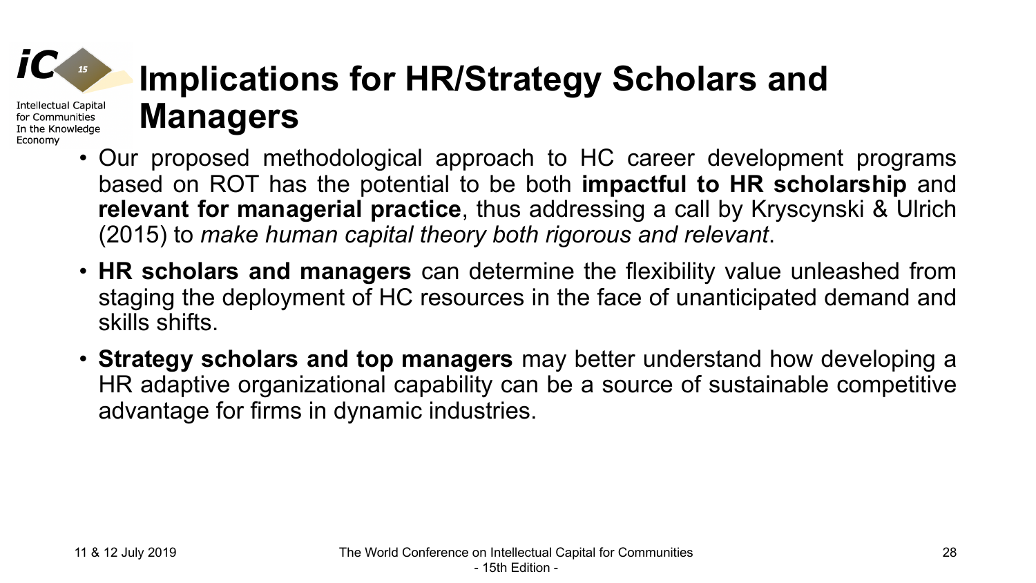# Implications for HR/Strategy Scholars and Managers

- Our proposed methodological approach to HC career development programs based on ROT has the potential to be both **impactful to HR scholarship** and **relevant for managerial practice**, thus addressing a call by Kryscynski & Ulrich (2015) to *make human capital theory both rigorous and relevant*.
- **HR scholars and managers** can determine the flexibility value unleashed from staging the deployment of HC resources in the face of unanticipated demand and skills shifts.
- **Strategy scholars and top managers** may better understand how developing a HR adaptive organizational capability can be a source of sustainable competitive advantage for firms in dynamic industries.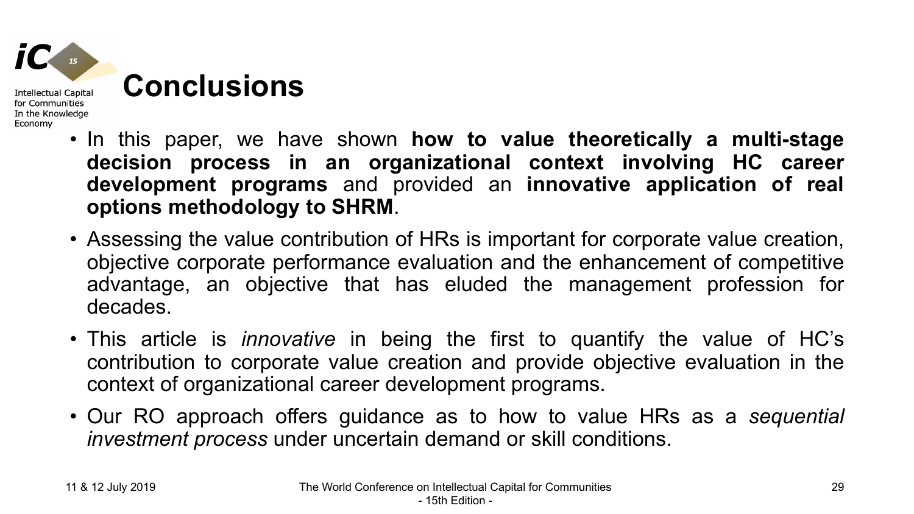# Conclusions

- In this paper, we have shown **how to value theoretically a multi-stage decision process in an organizational context involving HC career development programs** and provided an **innovative application of real options methodology to SHRM**.
- Assessing the value contribution of HRs is important for corporate value creation, objective corporate performance evaluation and the enhancement of competitive advantage, an objective that has eluded the management profession for decades.
- This article is *innovative* in being the first to quantify the value of HC's contribution to corporate value creation and provide objective evaluation in the context of organizational career development programs.
- Our RO approach offers guidance as to how to value HRs as a *sequential investment process* under uncertain demand or skill conditions.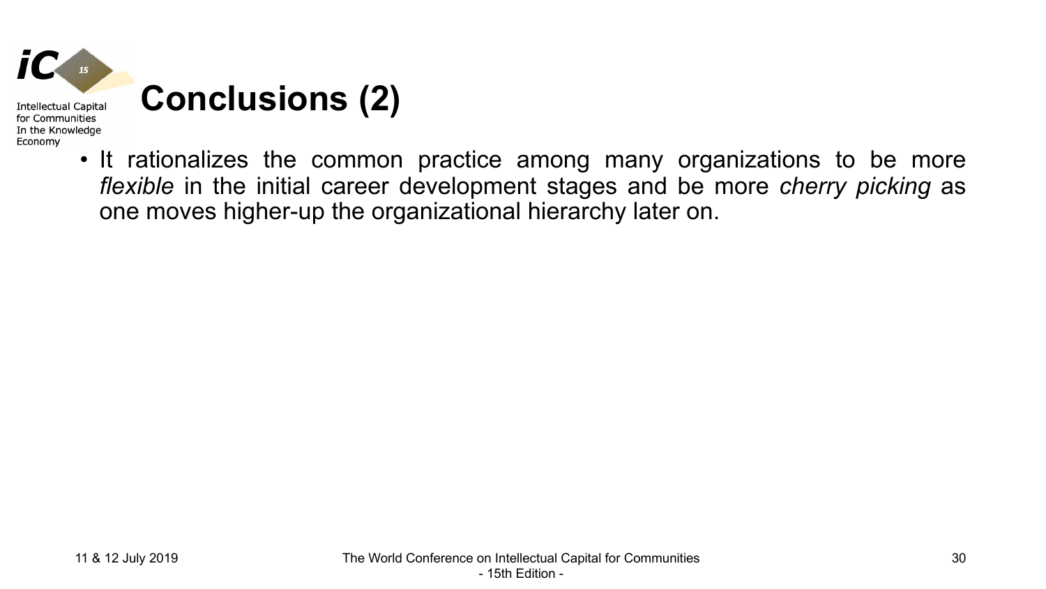# Conclusions (2)

- It rationalizes the common practice among many organizations to be more *flexible* in the initial career development stages and be more *cherry picking* as one moves higher-up the organizational hierarchy later on.